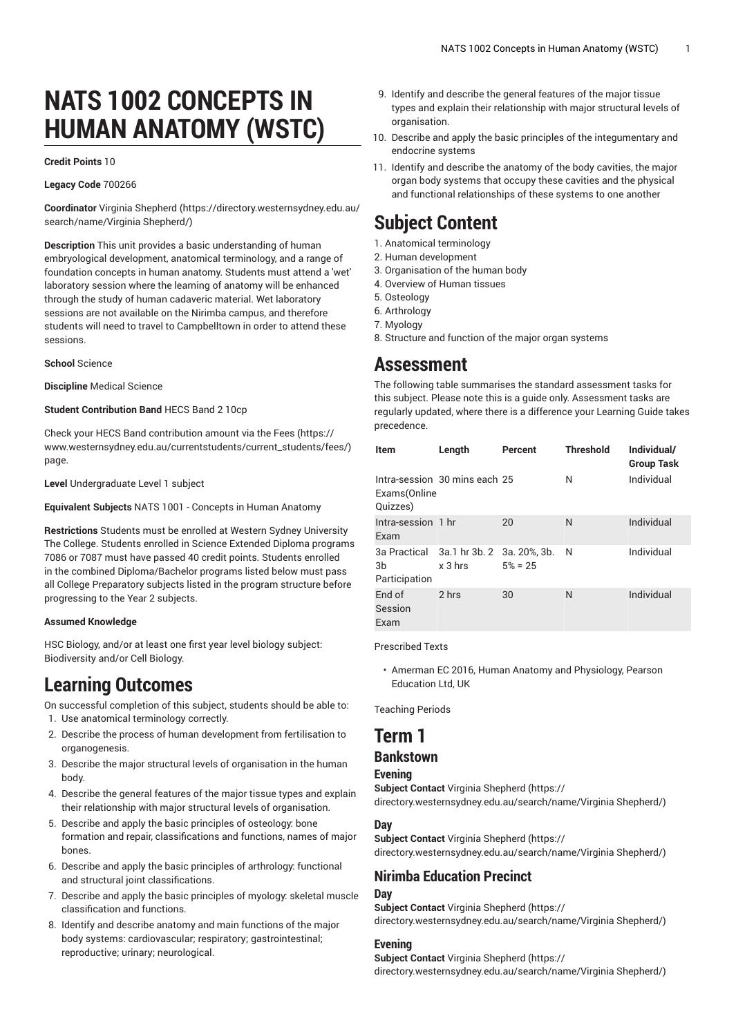# NATS 1002 CONCEPTS IN HUMAN ANATOMY (WSTC)

**Credit Points** 10

**Legacy Code** 700266

**Coordinator** Virginia Shepherd (https://directory.westernsydney.edu.au/search/name/Virginia Shepherd/)

**Description** This unit provides a basic understanding of human embryological development, anatomical terminology, and a range of foundation concepts in human anatomy. Students must attend a 'wet' laboratory session where the learning of anatomy will be enhanced through the study of human cadaveric material. Wet laboratory sessions are not available on the Nirimba campus, and therefore students will need to travel to Campbelltown in order to attend these sessions.

**School** Science

**Discipline** Medical Science

**Student Contribution Band** HECS Band 2 10cp

Check your HECS Band contribution amount via the Fees (https://www.westernsydney.edu.au/currentstudents/current_students/fees/) page.

**Level** Undergraduate Level 1 subject

**Equivalent Subjects** NATS 1001 - Concepts in Human Anatomy

**Restrictions** Students must be enrolled at Western Sydney University The College. Students enrolled in Science Extended Diploma programs 7086 or 7087 must have passed 40 credit points. Students enrolled in the combined Diploma/Bachelor programs listed below must pass all College Preparatory subjects listed in the program structure before progressing to the Year 2 subjects.

**Assumed Knowledge**

HSC Biology, and/or at least one first year level biology subject: Biodiversity and/or Cell Biology.

# Learning Outcomes

On successful completion of this subject, students should be able to:

1. Use anatomical terminology correctly.
2. Describe the process of human development from fertilisation to organogenesis.
3. Describe the major structural levels of organisation in the human body.
4. Describe the general features of the major tissue types and explain their relationship with major structural levels of organisation.
5. Describe and apply the basic principles of osteology: bone formation and repair, classifications and functions, names of major bones.
6. Describe and apply the basic principles of arthrology: functional and structural joint classifications.
7. Describe and apply the basic principles of myology: skeletal muscle classification and functions.
8. Identify and describe anatomy and main functions of the major body systems: cardiovascular; respiratory; gastrointestinal; reproductive; urinary; neurological.
9. Identify and describe the general features of the major tissue types and explain their relationship with major structural levels of organisation.
10. Describe and apply the basic principles of the integumentary and endocrine systems
11. Identify and describe the anatomy of the body cavities, the major organ body systems that occupy these cavities and the physical and functional relationships of these systems to one another

# Subject Content

1. Anatomical terminology
2. Human development
3. Organisation of the human body
4. Overview of Human tissues
5. Osteology
6. Arthrology
7. Myology
8. Structure and function of the major organ systems

# Assessment

The following table summarises the standard assessment tasks for this subject. Please note this is a guide only. Assessment tasks are regularly updated, where there is a difference your Learning Guide takes precedence.

| Item | Length | Percent | Threshold | Individual/ Group Task |
|---|---|---|---|---|
| Intra-session Exams(Online Quizzes) | 30 mins each | 25 | N | Individual |
| Intra-session Exam | 1 hr | 20 | N | Individual |
| 3a Practical 3b Participation | 3a.1 hr 3b. 2 x 3 hrs | 3a. 20%, 3b. 5% = 25 | N | Individual |
| End of Session Exam | 2 hrs | 30 | N | Individual |

Prescribed Texts

- Amerman EC 2016, Human Anatomy and Physiology, Pearson Education Ltd, UK

Teaching Periods

# Term 1

## Bankstown

### Evening

**Subject Contact** Virginia Shepherd (https://directory.westernsydney.edu.au/search/name/Virginia Shepherd/)

### Day

**Subject Contact** Virginia Shepherd (https://directory.westernsydney.edu.au/search/name/Virginia Shepherd/)

## Nirimba Education Precinct

### Day

**Subject Contact** Virginia Shepherd (https://directory.westernsydney.edu.au/search/name/Virginia Shepherd/)

### Evening

**Subject Contact** Virginia Shepherd (https://directory.westernsydney.edu.au/search/name/Virginia Shepherd/)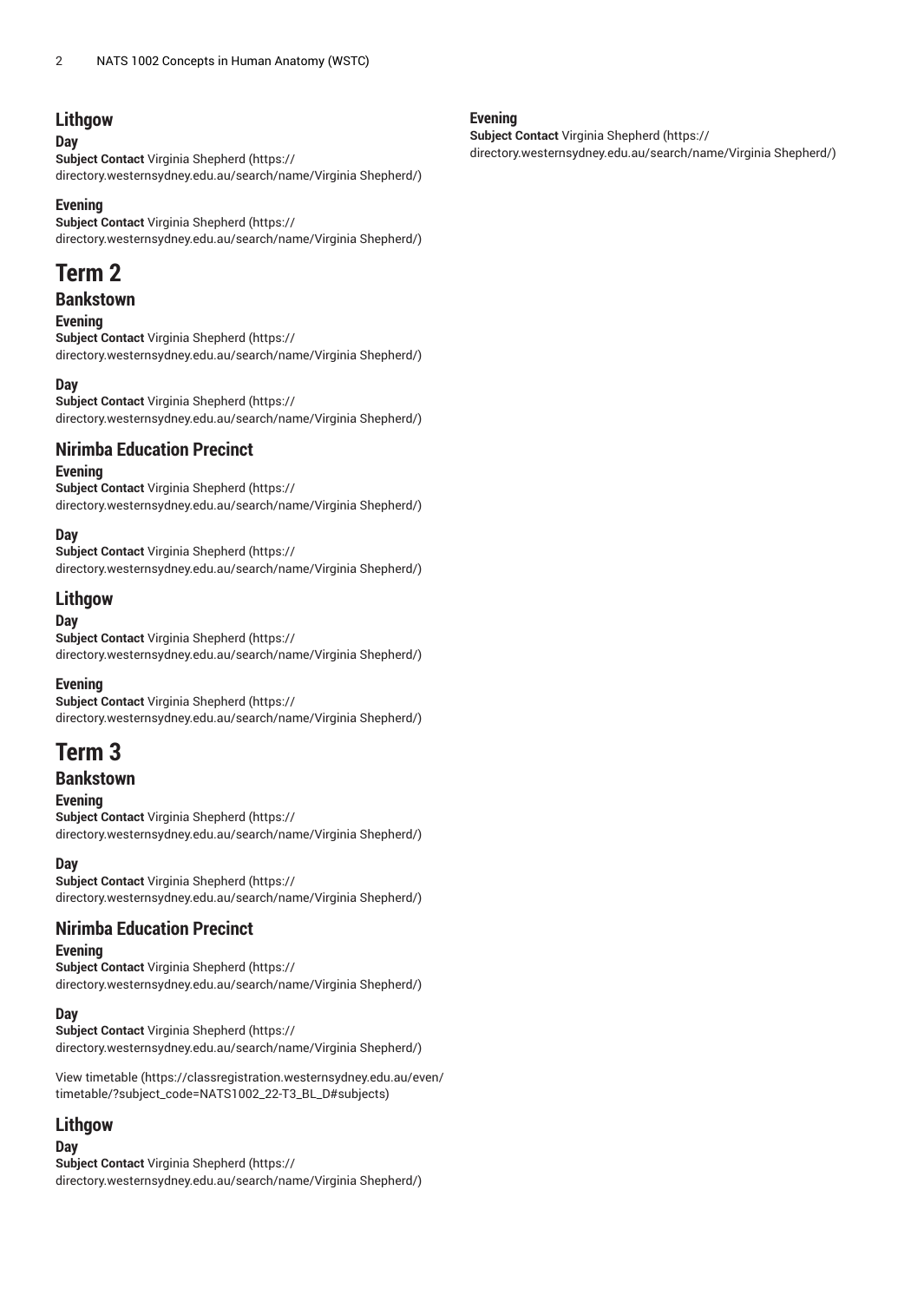## Lithgow

### Day

**Subject Contact** Virginia Shepherd (https://directory.westernsydney.edu.au/search/name/Virginia Shepherd/)

### Evening

**Subject Contact** Virginia Shepherd (https://directory.westernsydney.edu.au/search/name/Virginia Shepherd/)

# Term 2

## Bankstown

### Evening

**Subject Contact** Virginia Shepherd (https://directory.westernsydney.edu.au/search/name/Virginia Shepherd/)

### Day

**Subject Contact** Virginia Shepherd (https://directory.westernsydney.edu.au/search/name/Virginia Shepherd/)

## Nirimba Education Precinct

### Evening

**Subject Contact** Virginia Shepherd (https://directory.westernsydney.edu.au/search/name/Virginia Shepherd/)

### Day

**Subject Contact** Virginia Shepherd (https://directory.westernsydney.edu.au/search/name/Virginia Shepherd/)

## Lithgow

### Day

**Subject Contact** Virginia Shepherd (https://directory.westernsydney.edu.au/search/name/Virginia Shepherd/)

### Evening

**Subject Contact** Virginia Shepherd (https://directory.westernsydney.edu.au/search/name/Virginia Shepherd/)

# Term 3

## Bankstown

### Evening

**Subject Contact** Virginia Shepherd (https://directory.westernsydney.edu.au/search/name/Virginia Shepherd/)

### Day

**Subject Contact** Virginia Shepherd (https://directory.westernsydney.edu.au/search/name/Virginia Shepherd/)

## Nirimba Education Precinct

### Evening

**Subject Contact** Virginia Shepherd (https://directory.westernsydney.edu.au/search/name/Virginia Shepherd/)

### Day

**Subject Contact** Virginia Shepherd (https://directory.westernsydney.edu.au/search/name/Virginia Shepherd/)

View timetable (https://classregistration.westernsydney.edu.au/even/timetable/?subject_code=NATS1002_22-T3_BL_D#subjects)

## Lithgow

### Day

**Subject Contact** Virginia Shepherd (https://directory.westernsydney.edu.au/search/name/Virginia Shepherd/)

### Evening

**Subject Contact** Virginia Shepherd (https://directory.westernsydney.edu.au/search/name/Virginia Shepherd/)